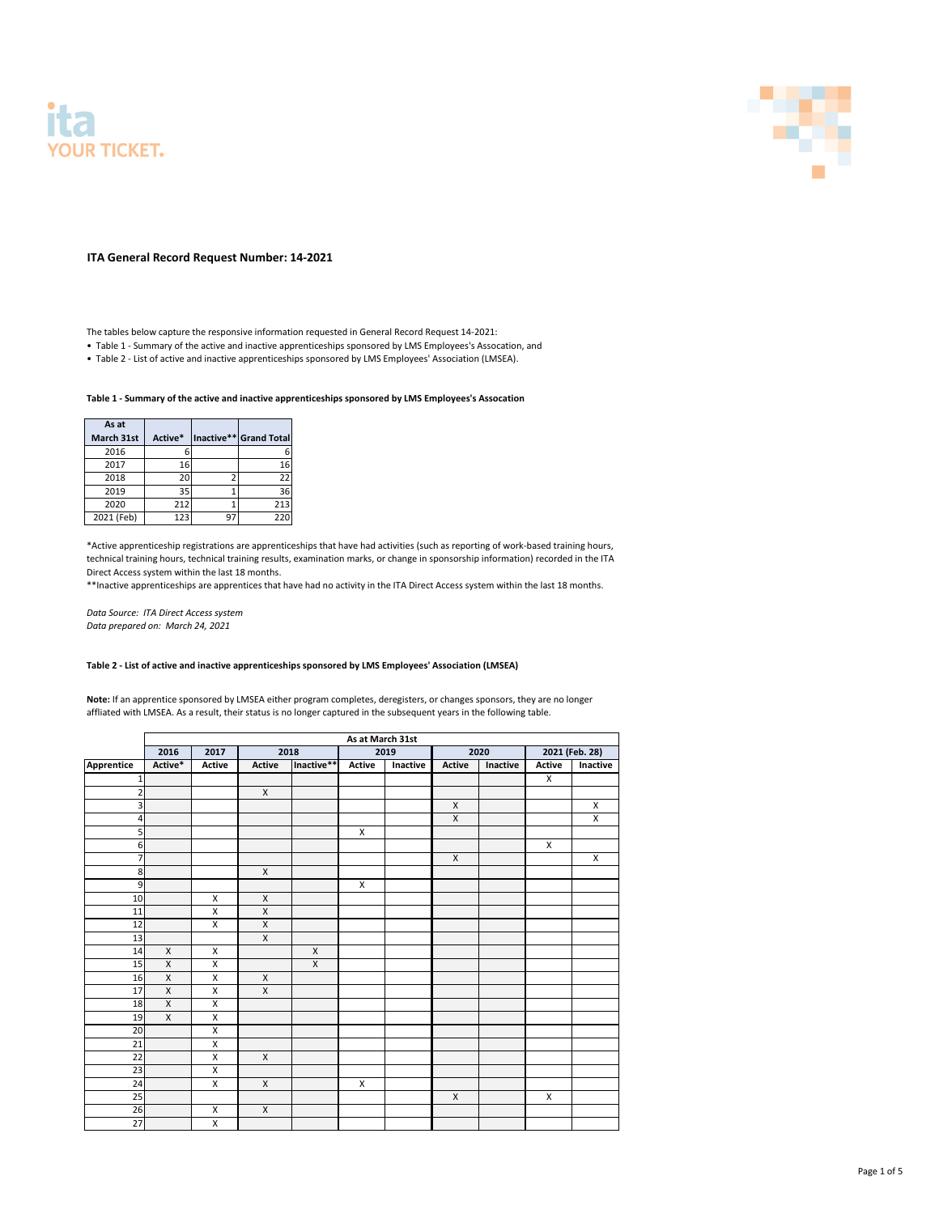ita
YOUR TICKET.

**ITA General Record Request Number: 14-2021**

The tables below capture the responsive information requested in General Record Request 14-2021:

- Table 1 - Summary of the active and inactive apprenticeships sponsored by LMS Employees's Assocation, and
- Table 2 - List of active and inactive apprenticeships sponsored by LMS Employees' Association (LMSEA).

**Table 1 - Summary of the active and inactive apprenticeships sponsored by LMS Employees's Assocation**

| As at March 31st | Active* | Inactive** | Grand Total |
|---|---|---|---|
| 2016 | 6 | | 6 |
| 2017 | 16 | | 16 |
| 2018 | 20 | 2 | 22 |
| 2019 | 35 | 1 | 36 |
| 2020 | 212 | 1 | 213 |
| 2021 (Feb) | 123 | 97 | 220 |

*Active apprenticeship registrations are apprenticeships that have had activities (such as reporting of work-based training hours, technical training hours, technical training results, examination marks, or change in sponsorship information) recorded in the ITA Direct Access system within the last 18 months.
**Inactive apprenticeships are apprentices that have had no activity in the ITA Direct Access system within the last 18 months.

*Data Source: ITA Direct Access system*
*Data prepared on: March 24, 2021*

**Table 2 - List of active and inactive apprenticeships sponsored by LMS Employees' Association (LMSEA)**

**Note:** If an apprentice sponsored by LMSEA either program completes, deregisters, or changes sponsors, they are no longer affliated with LMSEA. As a result, their status is no longer captured in the subsequent years in the following table.

| | As at March 31st | | | | | | | | | |
|---|---|---|---|---|---|---|---|---|---|---|
| | 2016 | 2017 | 2018 | | 2019 | | 2020 | | 2021 (Feb. 28) | |
| Apprentice | Active* | Active | Active | Inactive** | Active | Inactive | Active | Inactive | Active | Inactive |
| 1 | | | | | | | | | X | |
| 2 | | | X | | | | | | | |
| 3 | | | | | | | X | | | X |
| 4 | | | | | | | X | | | X |
| 5 | | | | | X | | | | | |
| 6 | | | | | | | | | X | |
| 7 | | | | | | | X | | | X |
| 8 | | | X | | | | | | | |
| 9 | | | | | X | | | | | |
| 10 | | X | X | | | | | | | |
| 11 | | X | X | | | | | | | |
| 12 | | X | X | | | | | | | |
| 13 | | | X | | | | | | | |
| 14 | X | X | | X | | | | | | |
| 15 | X | X | | X | | | | | | |
| 16 | X | X | X | | | | | | | |
| 17 | X | X | X | | | | | | | |
| 18 | X | X | | | | | | | | |
| 19 | X | X | | | | | | | | |
| 20 | | X | | | | | | | | |
| 21 | | X | | | | | | | | |
| 22 | | X | X | | | | | | | |
| 23 | | X | | | | | | | | |
| 24 | | X | X | | X | | | | | |
| 25 | | | | | | | X | | X | |
| 26 | | X | X | | | | | | | |
| 27 | | X | | | | | | | | |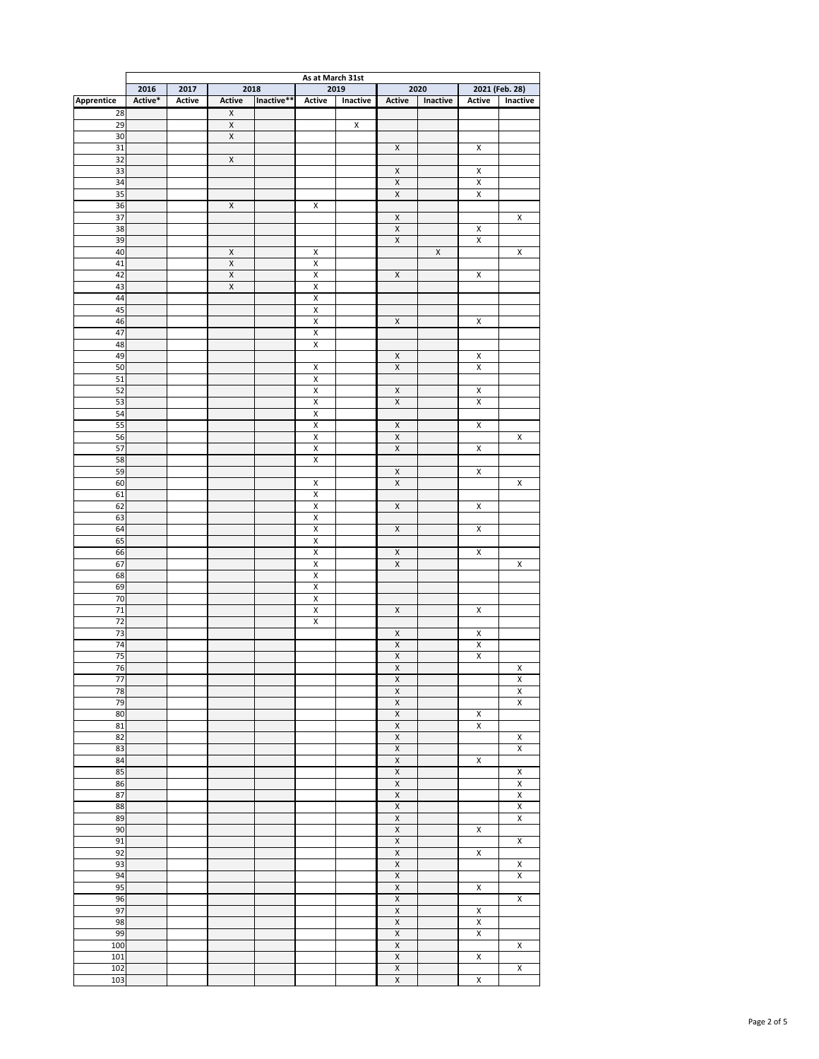| | As at March 31st | | | | | | | | | |
|---|---|---|---|---|---|---|---|---|---|---|
| | 2016 | 2017 | 2018 | | 2019 | | 2020 | | 2021 (Feb. 28) | |
| Apprentice | Active* | Active | Active | Inactive** | Active | Inactive | Active | Inactive | Active | Inactive |
| 28 | | | X | | | | | | | |
| 29 | | | X | | | X | | | | |
| 30 | | | X | | | | | | | |
| 31 | | | | | | | X | | X | |
| 32 | | | X | | | | | | | |
| 33 | | | | | | | X | | X | |
| 34 | | | | | | | X | | X | |
| 35 | | | | | | | X | | X | |
| 36 | | | X | | X | | | | | |
| 37 | | | | | | | X | | | X |
| 38 | | | | | | | X | | X | |
| 39 | | | | | | | X | | X | |
| 40 | | | X | | X | | | X | | X |
| 41 | | | X | | X | | | | | |
| 42 | | | X | | X | | X | | X | |
| 43 | | | X | | X | | | | | |
| 44 | | | | | X | | | | | |
| 45 | | | | | X | | | | | |
| 46 | | | | | X | | X | | X | |
| 47 | | | | | X | | | | | |
| 48 | | | | | X | | | | | |
| 49 | | | | | | | X | | X | |
| 50 | | | | | X | | X | | X | |
| 51 | | | | | X | | | | | |
| 52 | | | | | X | | X | | X | |
| 53 | | | | | X | | X | | X | |
| 54 | | | | | X | | | | | |
| 55 | | | | | X | | X | | X | |
| 56 | | | | | X | | X | | | X |
| 57 | | | | | X | | X | | X | |
| 58 | | | | | X | | | | | |
| 59 | | | | | | | X | | X | |
| 60 | | | | | X | | X | | | X |
| 61 | | | | | X | | | | | |
| 62 | | | | | X | | X | | X | |
| 63 | | | | | X | | | | | |
| 64 | | | | | X | | X | | X | |
| 65 | | | | | X | | | | | |
| 66 | | | | | X | | X | | X | |
| 67 | | | | | X | | X | | | X |
| 68 | | | | | X | | | | | |
| 69 | | | | | X | | | | | |
| 70 | | | | | X | | | | | |
| 71 | | | | | X | | X | | X | |
| 72 | | | | | X | | | | | |
| 73 | | | | | | | X | | X | |
| 74 | | | | | | | X | | X | |
| 75 | | | | | | | X | | X | |
| 76 | | | | | | | X | | | X |
| 77 | | | | | | | X | | | X |
| 78 | | | | | | | X | | | X |
| 79 | | | | | | | X | | | X |
| 80 | | | | | | | X | | X | |
| 81 | | | | | | | X | | X | |
| 82 | | | | | | | X | | | X |
| 83 | | | | | | | X | | | X |
| 84 | | | | | | | X | | X | |
| 85 | | | | | | | X | | | X |
| 86 | | | | | | | X | | | X |
| 87 | | | | | | | X | | | X |
| 88 | | | | | | | X | | | X |
| 89 | | | | | | | X | | | X |
| 90 | | | | | | | X | | X | |
| 91 | | | | | | | X | | | X |
| 92 | | | | | | | X | | X | |
| 93 | | | | | | | X | | | X |
| 94 | | | | | | | X | | | X |
| 95 | | | | | | | X | | X | |
| 96 | | | | | | | X | | | X |
| 97 | | | | | | | X | | X | |
| 98 | | | | | | | X | | X | |
| 99 | | | | | | | X | | X | |
| 100 | | | | | | | X | | | X |
| 101 | | | | | | | X | | X | |
| 102 | | | | | | | X | | | X |
| 103 | | | | | | | X | | X | |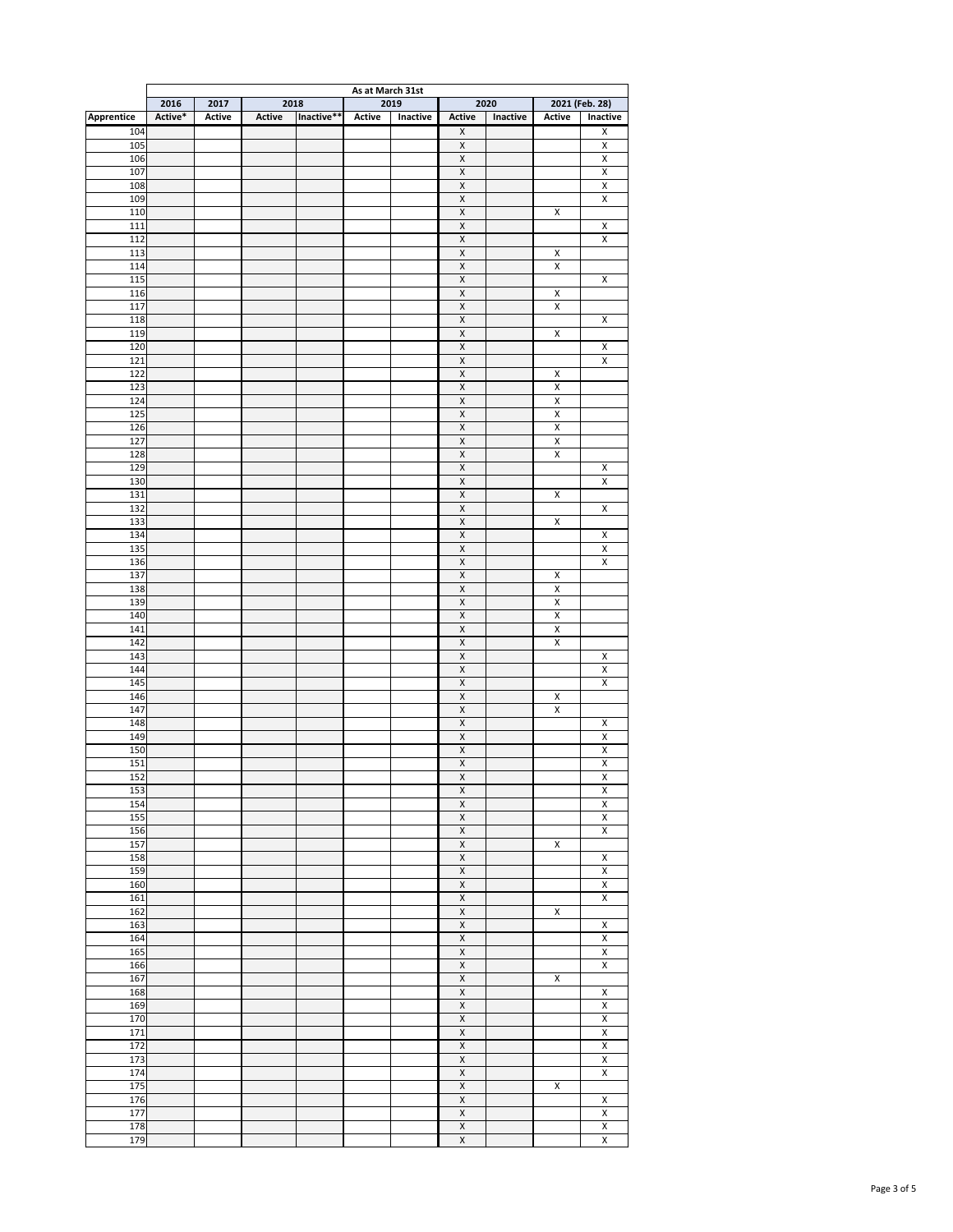| | As at March 31st | | | | | | | | | |
|---|---|---|---|---|---|---|---|---|---|---|
| | 2016 | 2017 | 2018 | | 2019 | | 2020 | | 2021 (Feb. 28) | |
| Apprentice | Active* | Active | Active | Inactive** | Active | Inactive | Active | Inactive | Active | Inactive |
| 104 | | | | | | | X | | | X |
| 105 | | | | | | | X | | | X |
| 106 | | | | | | | X | | | X |
| 107 | | | | | | | X | | | X |
| 108 | | | | | | | X | | | X |
| 109 | | | | | | | X | | | X |
| 110 | | | | | | | X | | X | |
| 111 | | | | | | | X | | | X |
| 112 | | | | | | | X | | | X |
| 113 | | | | | | | X | | X | |
| 114 | | | | | | | X | | X | |
| 115 | | | | | | | X | | | X |
| 116 | | | | | | | X | | X | |
| 117 | | | | | | | X | | X | |
| 118 | | | | | | | X | | | X |
| 119 | | | | | | | X | | X | |
| 120 | | | | | | | X | | | X |
| 121 | | | | | | | X | | | X |
| 122 | | | | | | | X | | X | |
| 123 | | | | | | | X | | X | |
| 124 | | | | | | | X | | X | |
| 125 | | | | | | | X | | X | |
| 126 | | | | | | | X | | X | |
| 127 | | | | | | | X | | X | |
| 128 | | | | | | | X | | X | |
| 129 | | | | | | | X | | | X |
| 130 | | | | | | | X | | | X |
| 131 | | | | | | | X | | X | |
| 132 | | | | | | | X | | | X |
| 133 | | | | | | | X | | X | |
| 134 | | | | | | | X | | | X |
| 135 | | | | | | | X | | | X |
| 136 | | | | | | | X | | | X |
| 137 | | | | | | | X | | X | |
| 138 | | | | | | | X | | X | |
| 139 | | | | | | | X | | X | |
| 140 | | | | | | | X | | X | |
| 141 | | | | | | | X | | X | |
| 142 | | | | | | | X | | X | |
| 143 | | | | | | | X | | | X |
| 144 | | | | | | | X | | | X |
| 145 | | | | | | | X | | | X |
| 146 | | | | | | | X | | X | |
| 147 | | | | | | | X | | X | |
| 148 | | | | | | | X | | | X |
| 149 | | | | | | | X | | | X |
| 150 | | | | | | | X | | | X |
| 151 | | | | | | | X | | | X |
| 152 | | | | | | | X | | | X |
| 153 | | | | | | | X | | | X |
| 154 | | | | | | | X | | | X |
| 155 | | | | | | | X | | | X |
| 156 | | | | | | | X | | | X |
| 157 | | | | | | | X | | X | |
| 158 | | | | | | | X | | | X |
| 159 | | | | | | | X | | | X |
| 160 | | | | | | | X | | | X |
| 161 | | | | | | | X | | | X |
| 162 | | | | | | | X | | X | |
| 163 | | | | | | | X | | | X |
| 164 | | | | | | | X | | | X |
| 165 | | | | | | | X | | | X |
| 166 | | | | | | | X | | | X |
| 167 | | | | | | | X | | X | |
| 168 | | | | | | | X | | | X |
| 169 | | | | | | | X | | | X |
| 170 | | | | | | | X | | | X |
| 171 | | | | | | | X | | | X |
| 172 | | | | | | | X | | | X |
| 173 | | | | | | | X | | | X |
| 174 | | | | | | | X | | | X |
| 175 | | | | | | | X | | X | |
| 176 | | | | | | | X | | | X |
| 177 | | | | | | | X | | | X |
| 178 | | | | | | | X | | | X |
| 179 | | | | | | | X | | | X |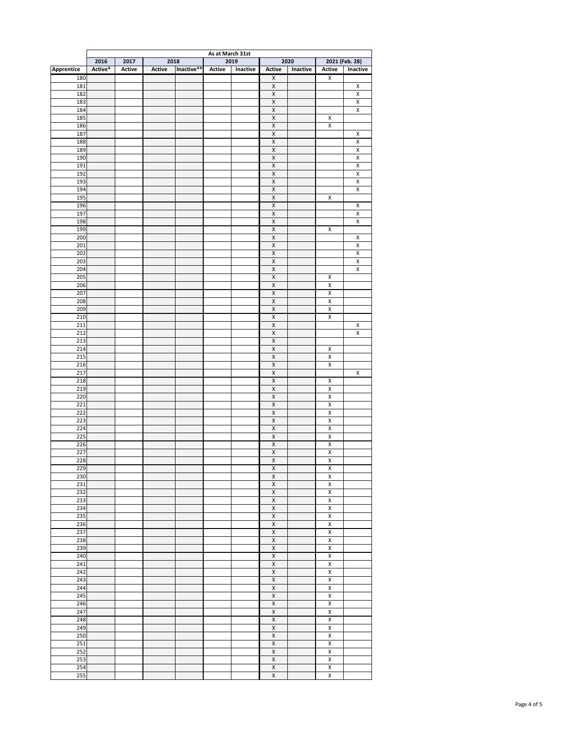| | As at March 31st | | | | | | | | | |
|---|---|---|---|---|---|---|---|---|---|---|
| | 2016 | 2017 | 2018 | | 2019 | | 2020 | | 2021 (Feb. 28) | |
| Apprentice | Active* | Active | Active | Inactive** | Active | Inactive | Active | Inactive | Active | Inactive |
| 180 | | | | | | | X | | X | |
| 181 | | | | | | | X | | | X |
| 182 | | | | | | | X | | | X |
| 183 | | | | | | | X | | | X |
| 184 | | | | | | | X | | | X |
| 185 | | | | | | | X | | X | |
| 186 | | | | | | | X | | X | |
| 187 | | | | | | | X | | | X |
| 188 | | | | | | | X | | | X |
| 189 | | | | | | | X | | | X |
| 190 | | | | | | | X | | | X |
| 191 | | | | | | | X | | | X |
| 192 | | | | | | | X | | | X |
| 193 | | | | | | | X | | | X |
| 194 | | | | | | | X | | | X |
| 195 | | | | | | | X | | X | |
| 196 | | | | | | | X | | | X |
| 197 | | | | | | | X | | | X |
| 198 | | | | | | | X | | | X |
| 199 | | | | | | | X | | X | |
| 200 | | | | | | | X | | | X |
| 201 | | | | | | | X | | | X |
| 202 | | | | | | | X | | | X |
| 203 | | | | | | | X | | | X |
| 204 | | | | | | | X | | | X |
| 205 | | | | | | | X | | X | |
| 206 | | | | | | | X | | X | |
| 207 | | | | | | | X | | X | |
| 208 | | | | | | | X | | X | |
| 209 | | | | | | | X | | X | |
| 210 | | | | | | | X | | X | |
| 211 | | | | | | | X | | | X |
| 212 | | | | | | | X | | | X |
| 213 | | | | | | | X | | | |
| 214 | | | | | | | X | | X | |
| 215 | | | | | | | X | | X | |
| 216 | | | | | | | X | | X | |
| 217 | | | | | | | X | | | X |
| 218 | | | | | | | X | | X | |
| 219 | | | | | | | X | | X | |
| 220 | | | | | | | X | | X | |
| 221 | | | | | | | X | | X | |
| 222 | | | | | | | X | | X | |
| 223 | | | | | | | X | | X | |
| 224 | | | | | | | X | | X | |
| 225 | | | | | | | X | | X | |
| 226 | | | | | | | X | | X | |
| 227 | | | | | | | X | | X | |
| 228 | | | | | | | X | | X | |
| 229 | | | | | | | X | | X | |
| 230 | | | | | | | X | | X | |
| 231 | | | | | | | X | | X | |
| 232 | | | | | | | X | | X | |
| 233 | | | | | | | X | | X | |
| 234 | | | | | | | X | | X | |
| 235 | | | | | | | X | | X | |
| 236 | | | | | | | X | | X | |
| 237 | | | | | | | X | | X | |
| 238 | | | | | | | X | | X | |
| 239 | | | | | | | X | | X | |
| 240 | | | | | | | X | | X | |
| 241 | | | | | | | X | | X | |
| 242 | | | | | | | X | | X | |
| 243 | | | | | | | X | | X | |
| 244 | | | | | | | X | | X | |
| 245 | | | | | | | X | | X | |
| 246 | | | | | | | X | | X | |
| 247 | | | | | | | X | | X | |
| 248 | | | | | | | X | | X | |
| 249 | | | | | | | X | | X | |
| 250 | | | | | | | X | | X | |
| 251 | | | | | | | X | | X | |
| 252 | | | | | | | X | | X | |
| 253 | | | | | | | X | | X | |
| 254 | | | | | | | X | | X | |
| 255 | | | | | | | X | | X | |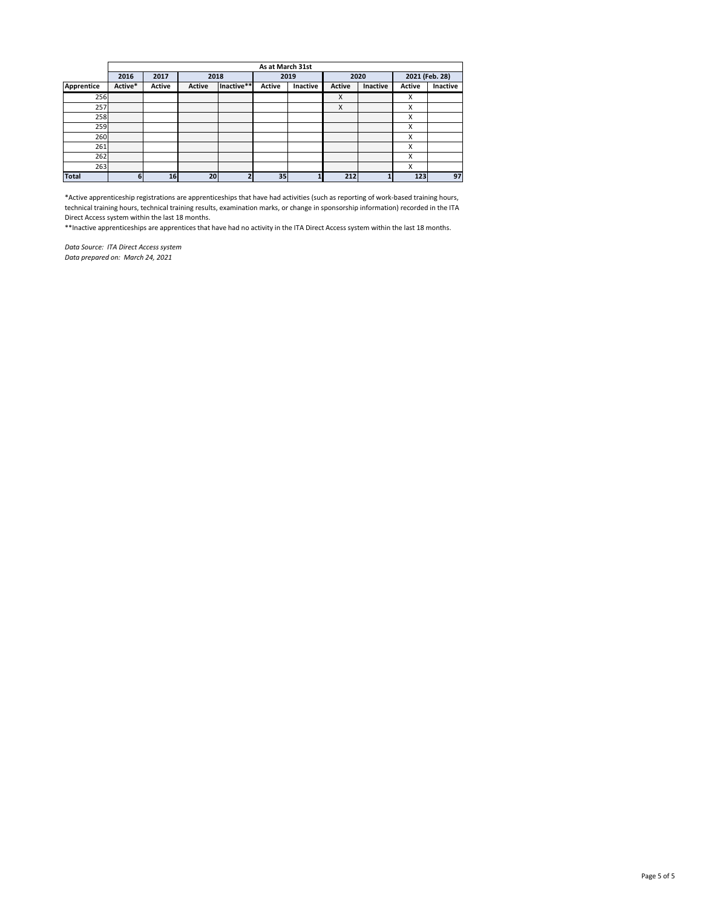| | As at March 31st | | | | | | | | | |
|---|---|---|---|---|---|---|---|---|---|---|
| | 2016 | 2017 | 2018 | | 2019 | | 2020 | | 2021 (Feb. 28) | |
| Apprentice | Active* | Active | Active | Inactive** | Active | Inactive | Active | Inactive | Active | Inactive |
| 256 | | | | | | | X | | X | |
| 257 | | | | | | | X | | X | |
| 258 | | | | | | | | | X | |
| 259 | | | | | | | | | X | |
| 260 | | | | | | | | | X | |
| 261 | | | | | | | | | X | |
| 262 | | | | | | | | | X | |
| 263 | | | | | | | | | X | |
| **Total** | 6 | 16 | 20 | 2 | 35 | 1 | 212 | 1 | 123 | 97 |

*Active apprenticeship registrations are apprenticeships that have had activities (such as reporting of work-based training hours, technical training hours, technical training results, examination marks, or change in sponsorship information) recorded in the ITA Direct Access system within the last 18 months.

**Inactive apprenticeships are apprentices that have had no activity in the ITA Direct Access system within the last 18 months.

*Data Source: ITA Direct Access system*
*Data prepared on: March 24, 2021*